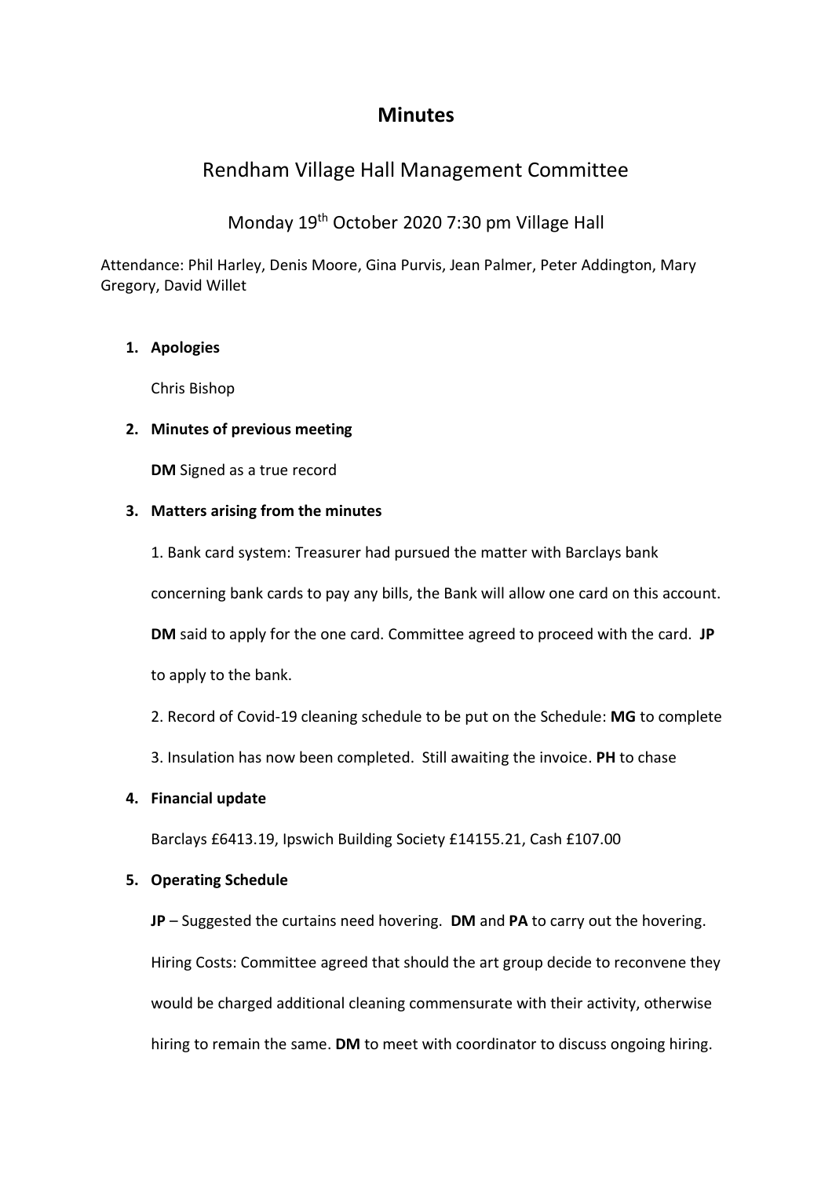# Minutes

## Rendham Village Hall Management Committee

Monday 19th October 2020 7:30 pm Village Hall

Attendance: Phil Harley, Denis Moore, Gina Purvis, Jean Palmer, Peter Addington, Mary Gregory, David Willet

1. **Apologies**

   Chris Bishop

2. **Minutes of previous meeting**

   **DM** Signed as a true record

3. **Matters arising from the minutes**

   1. Bank card system: Treasurer had pursued the matter with Barclays bank concerning bank cards to pay any bills, the Bank will allow one card on this account. **DM** said to apply for the one card. Committee agreed to proceed with the card. **JP** to apply to the bank.

   2. Record of Covid-19 cleaning schedule to be put on the Schedule: **MG** to complete

   3. Insulation has now been completed. Still awaiting the invoice. **PH** to chase

4. **Financial update**

   Barclays £6413.19, Ipswich Building Society £14155.21, Cash £107.00

5. **Operating Schedule**

   **JP** – Suggested the curtains need hovering. **DM** and **PA** to carry out the hovering.

   Hiring Costs: Committee agreed that should the art group decide to reconvene they would be charged additional cleaning commensurate with their activity, otherwise hiring to remain the same. **DM** to meet with coordinator to discuss ongoing hiring.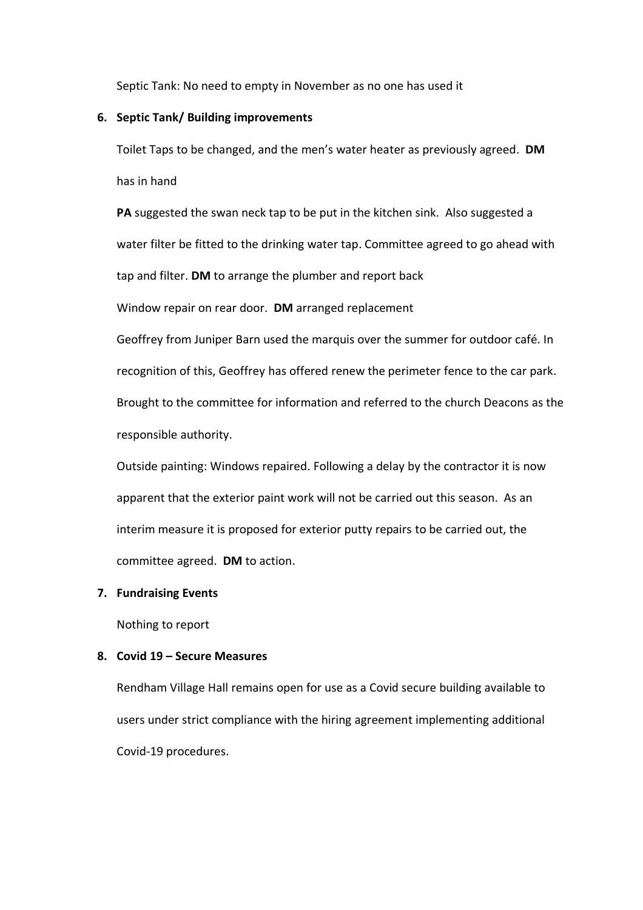Septic Tank: No need to empty in November as no one has used it

6. **Septic Tank/ Building improvements**

   Toilet Taps to be changed, and the men's water heater as previously agreed. **DM** has in hand

   **PA** suggested the swan neck tap to be put in the kitchen sink. Also suggested a water filter be fitted to the drinking water tap. Committee agreed to go ahead with tap and filter. **DM** to arrange the plumber and report back

   Window repair on rear door. **DM** arranged replacement

   Geoffrey from Juniper Barn used the marquis over the summer for outdoor café. In recognition of this, Geoffrey has offered renew the perimeter fence to the car park. Brought to the committee for information and referred to the church Deacons as the responsible authority.

   Outside painting: Windows repaired. Following a delay by the contractor it is now apparent that the exterior paint work will not be carried out this season. As an interim measure it is proposed for exterior putty repairs to be carried out, the committee agreed. **DM** to action.

7. **Fundraising Events**

   Nothing to report

8. **Covid 19 – Secure Measures**

   Rendham Village Hall remains open for use as a Covid secure building available to users under strict compliance with the hiring agreement implementing additional Covid-19 procedures.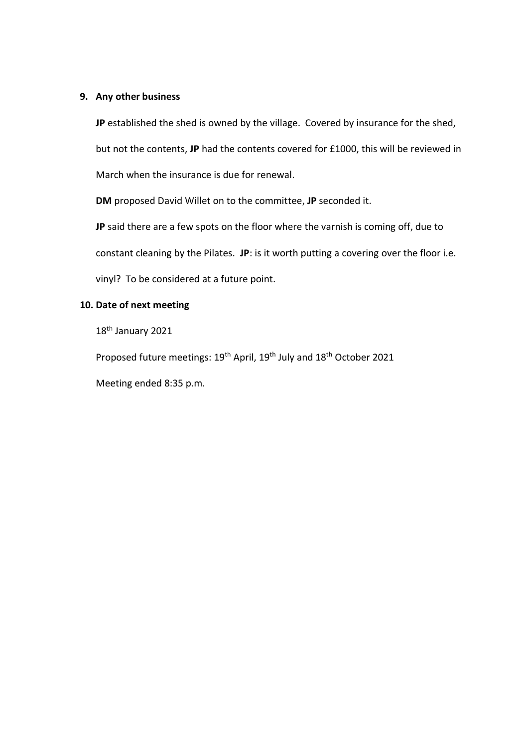## 9. Any other business

**JP** established the shed is owned by the village. Covered by insurance for the shed, but not the contents, **JP** had the contents covered for £1000, this will be reviewed in March when the insurance is due for renewal.

**DM** proposed David Willet on to the committee, **JP** seconded it.

**JP** said there are a few spots on the floor where the varnish is coming off, due to constant cleaning by the Pilates. **JP**: is it worth putting a covering over the floor i.e. vinyl? To be considered at a future point.

## 10. Date of next meeting

18th January 2021

Proposed future meetings: 19th April, 19th July and 18th October 2021

Meeting ended 8:35 p.m.